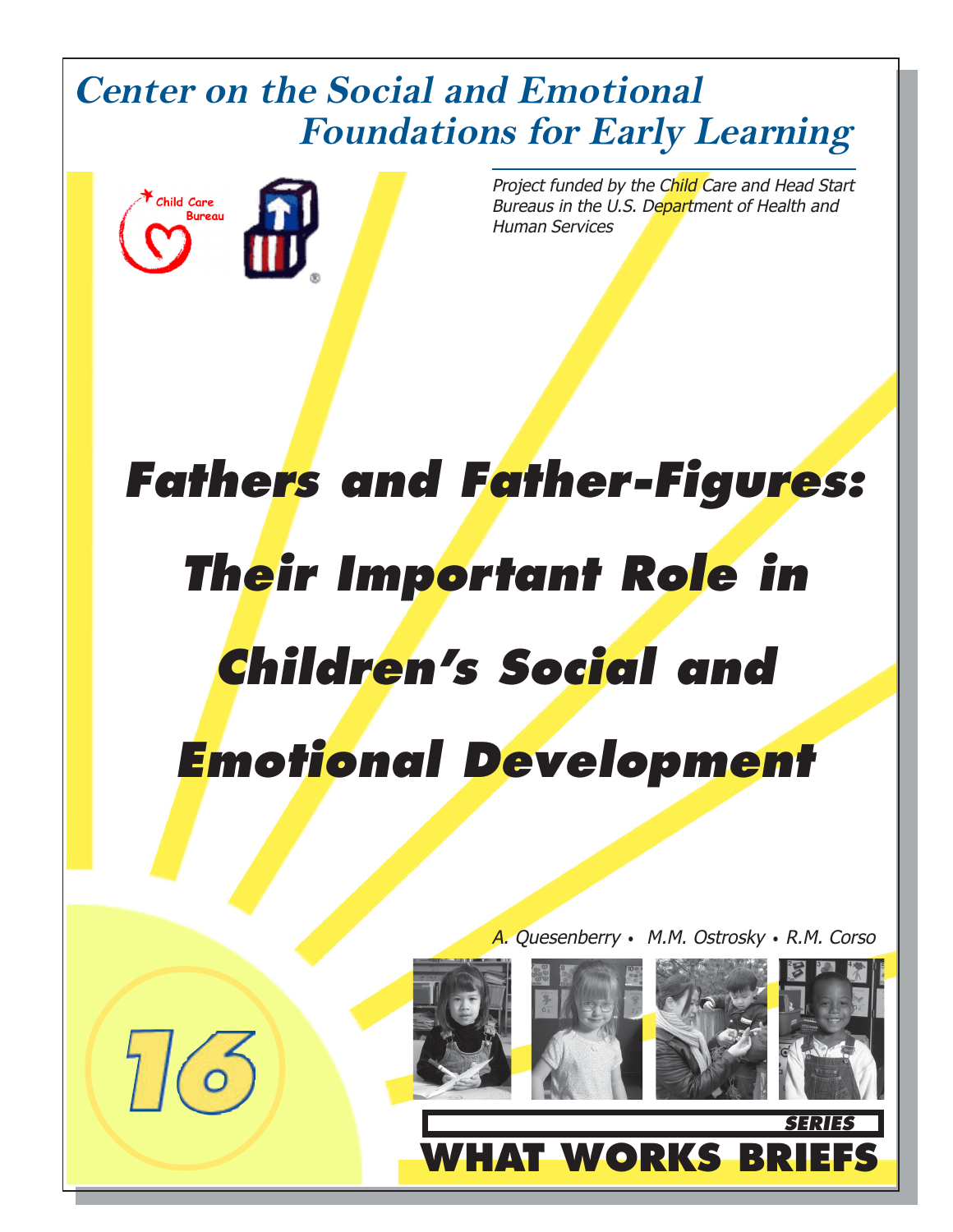# Center on the Social and Emotional Foundations for Early Learning

Child Care Bureau

*Project funded by the Child Care and Head Start Bureaus in the U.S. Department of Health and Human Services*

# *Fathers and Father-Figures: Their Important Role in Children's Social and Emotional Development*

*A. Quesenberry • M.M. Ostrosky • R.M. Corso*

16

**SERIES**

**WHAT WORKS BRIEFS**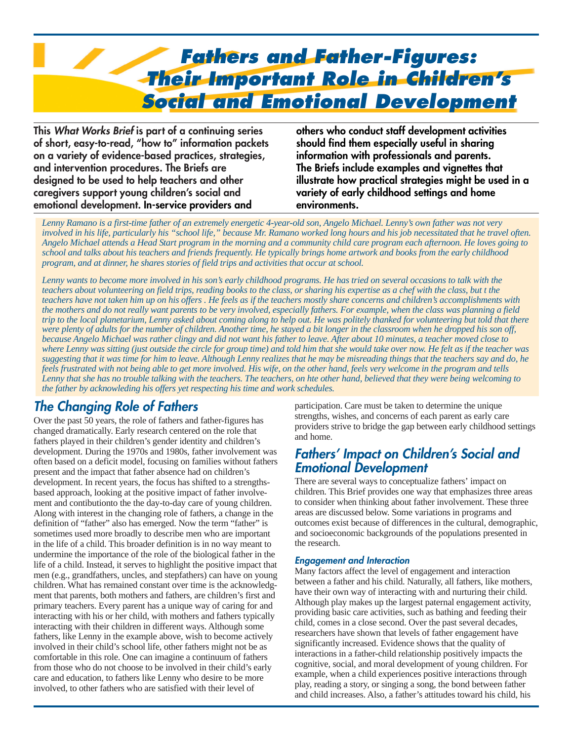# *Fathers and Father-Figures: Their Important Role in Children's Social and Emotional Development*

**This *What Works Brief* is part of a continuing series of short, easy-to-read, "how to" information packets on a variety of evidence-based practices, strategies, and intervention procedures. The Briefs are designed to be used to help teachers and other caregivers support young children's social and emotional development. In-service providers and others who conduct staff development activities should find them especially useful in sharing information with professionals and parents. The Briefs include examples and vignettes that illustrate how practical strategies might be used in a variety of early childhood settings and home environments.**

*Lenny Ramano is a first-time father of an extremely energetic 4-year-old son, Angelo Michael. Lenny's own father was not very involved in his life, particularly his "school life," because Mr. Ramano worked long hours and his job necessitated that he travel often. Angelo Michael attends a Head Start program in the morning and a community child care program each afternoon. He loves going to school and talks about his teachers and friends frequently. He typically brings home artwork and books from the early childhood program, and at dinner, he shares stories of field trips and activities that occur at school.*

*Lenny wants to become more involved in his son's early childhood programs. He has tried on several occasions to talk with the teachers about volunteering on field trips, reading books to the class, or sharing his expertise as a chef with the class, but t the teachers have not taken him up on his offers . He feels as if the teachers mostly share concerns and children's accomplishments with the mothers and do not really want parents to be very involved, especially fathers. For example, when the class was planning a field trip to the local planetarium, Lenny asked about coming along to help out. He was politely thanked for volunteering but told that there were plenty of adults for the number of children. Another time, he stayed a bit longer in the classroom when he dropped his son off, because Angelo Michael was rather clingy and did not want his father to leave. After about 10 minutes, a teacher moved close to where Lenny was sitting (just outside the circle for group time) and told him that she would take over now. He felt as if the teacher was suggesting that it was time for him to leave. Although Lenny realizes that he may be misreading things that the teachers say and do, he feels frustrated with not being able to get more involved. His wife, on the other hand, feels very welcome in the program and tells Lenny that she has no trouble talking with the teachers. The teachers, on hte other hand, believed that they were being welcoming to the father by acknowledging his offers yet respecting his time and work schedules.*

## *The Changing Role of Fathers*

Over the past 50 years, the role of fathers and father-figures has changed dramatically. Early research centered on the role that fathers played in their children's gender identity and children's development. During the 1970s and 1980s, father involvement was often based on a deficit model, focusing on families without fathers present and the impact that father absence had on children's development. In recent years, the focus has shifted to a strengths-based approach, looking at the positive impact of father involvement and contibutionto the the day-to-day care of young children. Along with interest in the changing role of fathers, a change in the definition of "father" also has emerged. Now the term "father" is sometimes used more broadly to describe men who are important in the life of a child. This broader definition is in no way meant to undermine the importance of the role of the biological father in the life of a child. Instead, it serves to highlight the positive impact that men (e.g., grandfathers, uncles, and stepfathers) can have on young children. What has remained constant over time is the acknowledgment that parents, both mothers and fathers, are children's first and primary teachers. Every parent has a unique way of caring for and interacting with his or her child, with mothers and fathers typically interacting with their children in different ways. Although some fathers, like Lenny in the example above, wish to become actively involved in their child's school life, other fathers might not be as comfortable in this role. One can imagine a continuum of fathers from those who do not choose to be involved in their child's early care and education, to fathers like Lenny who desire to be more involved, to other fathers who are satisfied with their level of participation. Care must be taken to determine the unique strengths, wishes, and concerns of each parent as early care providers strive to bridge the gap between early childhood settings and home.

## *Fathers' Impact on Children's Social and Emotional Development*

There are several ways to conceptualize fathers' impact on children. This Brief provides one way that emphasizes three areas to consider when thinking about father involvement. These three areas are discussed below. Some variations in programs and outcomes exist because of differences in the cultural, demographic, and socioeconomic backgrounds of the populations presented in the research.

### *Engagement and Interaction*

Many factors affect the level of engagement and interaction between a father and his child. Naturally, all fathers, like mothers, have their own way of interacting with and nurturing their child. Although play makes up the largest paternal engagement activity, providing basic care activities, such as bathing and feeding their child, comes in a close second. Over the past several decades, researchers have shown that levels of father engagement have significantly increased. Evidence shows that the quality of interactions in a father-child relationship positively impacts the cognitive, social, and moral development of young children. For example, when a child experiences positive interactions through play, reading a story, or singing a song, the bond between father and child increases. Also, a father's attitudes toward his child, his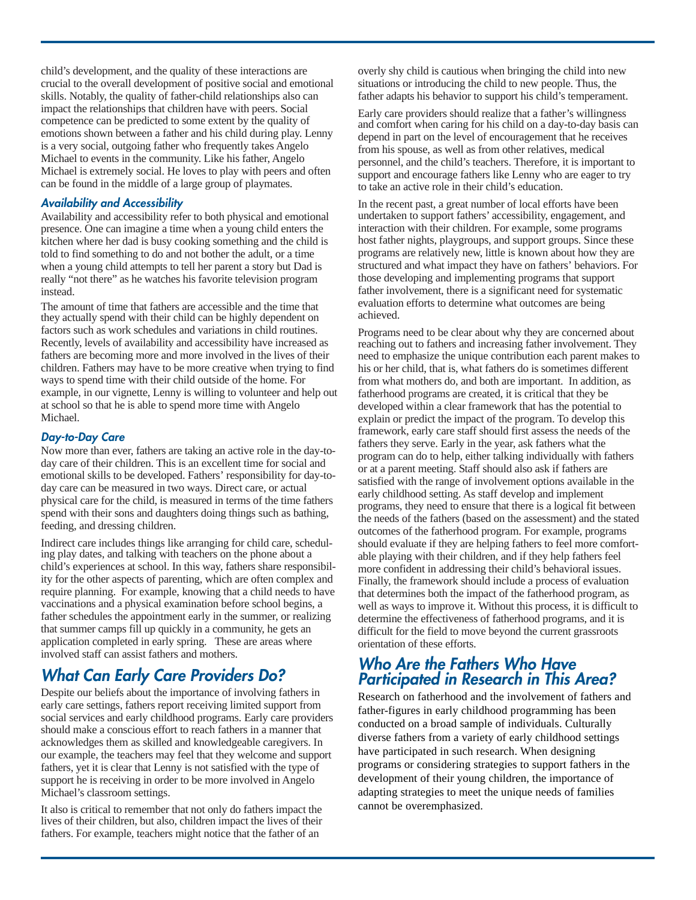child's development, and the quality of these interactions are crucial to the overall development of positive social and emotional skills. Notably, the quality of father-child relationships also can impact the relationships that children have with peers. Social competence can be predicted to some extent by the quality of emotions shown between a father and his child during play. Lenny is a very social, outgoing father who frequently takes Angelo Michael to events in the community. Like his father, Angelo Michael is extremely social. He loves to play with peers and often can be found in the middle of a large group of playmates.

### *Availability and Accessibility*

Availability and accessibility refer to both physical and emotional presence. One can imagine a time when a young child enters the kitchen where her dad is busy cooking something and the child is told to find something to do and not bother the adult, or a time when a young child attempts to tell her parent a story but Dad is really "not there" as he watches his favorite television program instead.

The amount of time that fathers are accessible and the time that they actually spend with their child can be highly dependent on factors such as work schedules and variations in child routines. Recently, levels of availability and accessibility have increased as fathers are becoming more and more involved in the lives of their children. Fathers may have to be more creative when trying to find ways to spend time with their child outside of the home. For example, in our vignette, Lenny is willing to volunteer and help out at school so that he is able to spend more time with Angelo Michael.

### *Day-to-Day Care*

Now more than ever, fathers are taking an active role in the day-to-day care of their children. This is an excellent time for social and emotional skills to be developed. Fathers' responsibility for day-to-day care can be measured in two ways. Direct care, or actual physical care for the child, is measured in terms of the time fathers spend with their sons and daughters doing things such as bathing, feeding, and dressing children.

Indirect care includes things like arranging for child care, scheduling play dates, and talking with teachers on the phone about a child's experiences at school. In this way, fathers share responsibility for the other aspects of parenting, which are often complex and require planning. For example, knowing that a child needs to have vaccinations and a physical examination before school begins, a father schedules the appointment early in the summer, or realizing that summer camps fill up quickly in a community, he gets an application completed in early spring. These are areas where involved staff can assist fathers and mothers.

## *What Can Early Care Providers Do?*

Despite our beliefs about the importance of involving fathers in early care settings, fathers report receiving limited support from social services and early childhood programs. Early care providers should make a conscious effort to reach fathers in a manner that acknowledges them as skilled and knowledgeable caregivers. In our example, the teachers may feel that they welcome and support fathers, yet it is clear that Lenny is not satisfied with the type of support he is receiving in order to be more involved in Angelo Michael's classroom settings.

It also is critical to remember that not only do fathers impact the lives of their children, but also, children impact the lives of their fathers. For example, teachers might notice that the father of an overly shy child is cautious when bringing the child into new situations or introducing the child to new people. Thus, the father adapts his behavior to support his child's temperament.

Early care providers should realize that a father's willingness and comfort when caring for his child on a day-to-day basis can depend in part on the level of encouragement that he receives from his spouse, as well as from other relatives, medical personnel, and the child's teachers. Therefore, it is important to support and encourage fathers like Lenny who are eager to try to take an active role in their child's education.

In the recent past, a great number of local efforts have been undertaken to support fathers' accessibility, engagement, and interaction with their children. For example, some programs host father nights, playgroups, and support groups. Since these programs are relatively new, little is known about how they are structured and what impact they have on fathers' behaviors. For those developing and implementing programs that support father involvement, there is a significant need for systematic evaluation efforts to determine what outcomes are being achieved.

Programs need to be clear about why they are concerned about reaching out to fathers and increasing father involvement. They need to emphasize the unique contribution each parent makes to his or her child, that is, what fathers do is sometimes different from what mothers do, and both are important. In addition, as fatherhood programs are created, it is critical that they be developed within a clear framework that has the potential to explain or predict the impact of the program. To develop this framework, early care staff should first assess the needs of the fathers they serve. Early in the year, ask fathers what the program can do to help, either talking individually with fathers or at a parent meeting. Staff should also ask if fathers are satisfied with the range of involvement options available in the early childhood setting. As staff develop and implement programs, they need to ensure that there is a logical fit between the needs of the fathers (based on the assessment) and the stated outcomes of the fatherhood program. For example, programs should evaluate if they are helping fathers to feel more comfortable playing with their children, and if they help fathers feel more confident in addressing their child's behavioral issues. Finally, the framework should include a process of evaluation that determines both the impact of the fatherhood program, as well as ways to improve it. Without this process, it is difficult to determine the effectiveness of fatherhood programs, and it is difficult for the field to move beyond the current grassroots orientation of these efforts.

## *Who Are the Fathers Who Have Participated in Research in This Area?*

Research on fatherhood and the involvement of fathers and father-figures in early childhood programming has been conducted on a broad sample of individuals. Culturally diverse fathers from a variety of early childhood settings have participated in such research. When designing programs or considering strategies to support fathers in the development of their young children, the importance of adapting strategies to meet the unique needs of families cannot be overemphasized.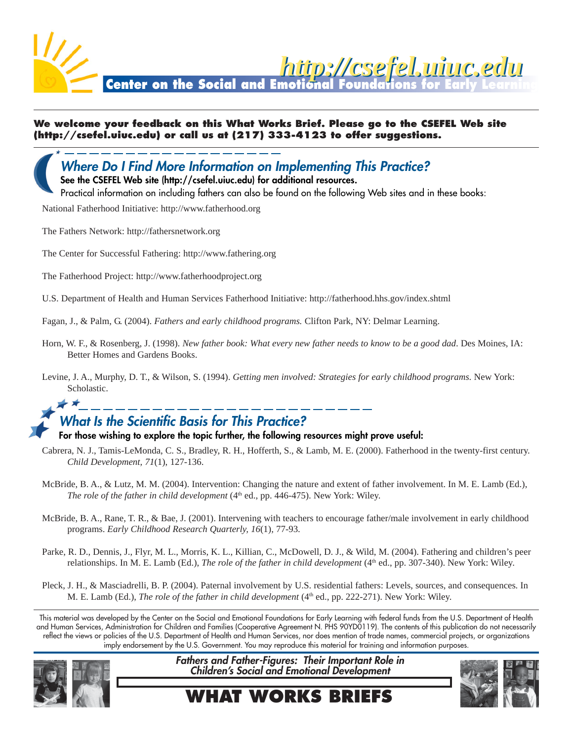We welcome your feedback on this What Works Brief. Please go to the CSEFEL Web site (http://csefel.uiuc.edu) or call us at (217) 333-4123 to offer suggestions.

## Where Do I Find More Information on Implementing This Practice?

**See the CSEFEL Web site (http://csefel.uiuc.edu) for additional resources.**

Practical information on including fathers can also be found on the following Web sites and in these books:

National Fatherhood Initiative: http://www.fatherhood.org

The Fathers Network: http://fathersnetwork.org

The Center for Successful Fathering: http://www.fathering.org

The Fatherhood Project: http://www.fatherhoodproject.org

U.S. Department of Health and Human Services Fatherhood Initiative: http://fatherhood.hhs.gov/index.shtml

Fagan, J., & Palm, G. (2004). *Fathers and early childhood programs.* Clifton Park, NY: Delmar Learning.

Horn, W. F., & Rosenberg, J. (1998). *New father book: What every new father needs to know to be a good dad*. Des Moines, IA: Better Homes and Gardens Books.

Levine, J. A., Murphy, D. T., & Wilson, S. (1994). *Getting men involved: Strategies for early childhood programs.* New York: Scholastic.

## What Is the Scientific Basis for This Practice?

**For those wishing to explore the topic further, the following resources might prove useful:**

Cabrera, N. J., Tamis-LeMonda, C. S., Bradley, R. H., Hofferth, S., & Lamb, M. E. (2000). Fatherhood in the twenty-first century. *Child Development, 71*(1), 127-136.

McBride, B. A., & Lutz, M. M. (2004). Intervention: Changing the nature and extent of father involvement. In M. E. Lamb (Ed.), *The role of the father in child development* (4th ed., pp. 446-475). New York: Wiley.

McBride, B. A., Rane, T. R., & Bae, J. (2001). Intervening with teachers to encourage father/male involvement in early childhood programs. *Early Childhood Research Quarterly, 16*(1), 77-93.

Parke, R. D., Dennis, J., Flyr, M. L., Morris, K. L., Killian, C., McDowell, D. J., & Wild, M. (2004). Fathering and children's peer relationships. In M. E. Lamb (Ed.), *The role of the father in child development* (4th ed., pp. 307-340). New York: Wiley.

Pleck, J. H., & Masciadrelli, B. P. (2004). Paternal involvement by U.S. residential fathers: Levels, sources, and consequences. In M. E. Lamb (Ed.), *The role of the father in child development* (4th ed., pp. 222-271). New York: Wiley.

This material was developed by the Center on the Social and Emotional Foundations for Early Learning with federal funds from the U.S. Department of Health and Human Services, Administration for Children and Families (Cooperative Agreement N. PHS 90YD0119). The contents of this publication do not necessarily reflect the views or policies of the U.S. Department of Health and Human Services, nor does mention of trade names, commercial projects, or organizations imply endorsement by the U.S. Government. You may reproduce this material for training and information purposes.